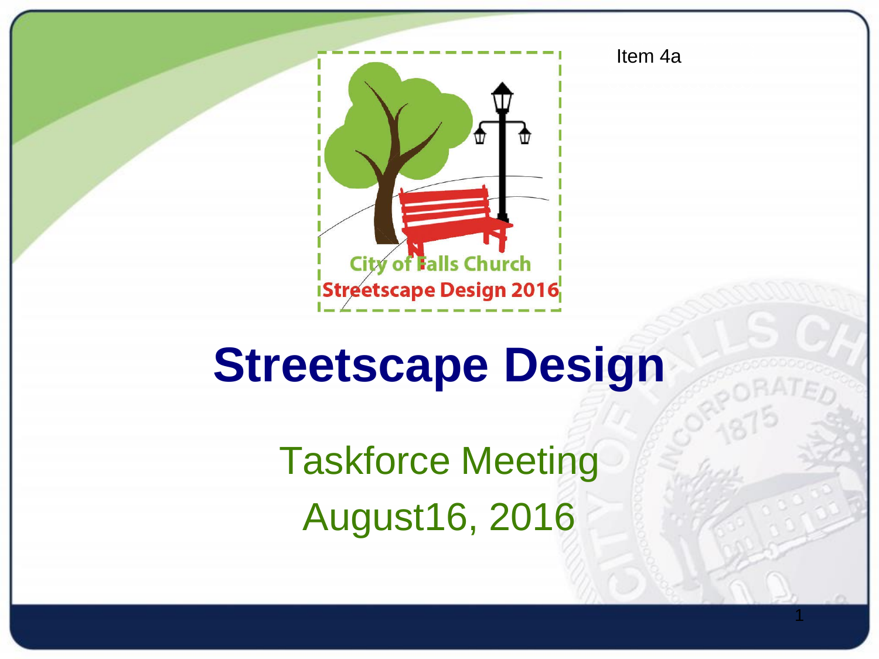Item 4a

City of Falls Church
Streetscape Design 2016

# Streetscape Design

Taskforce Meeting

August16, 2016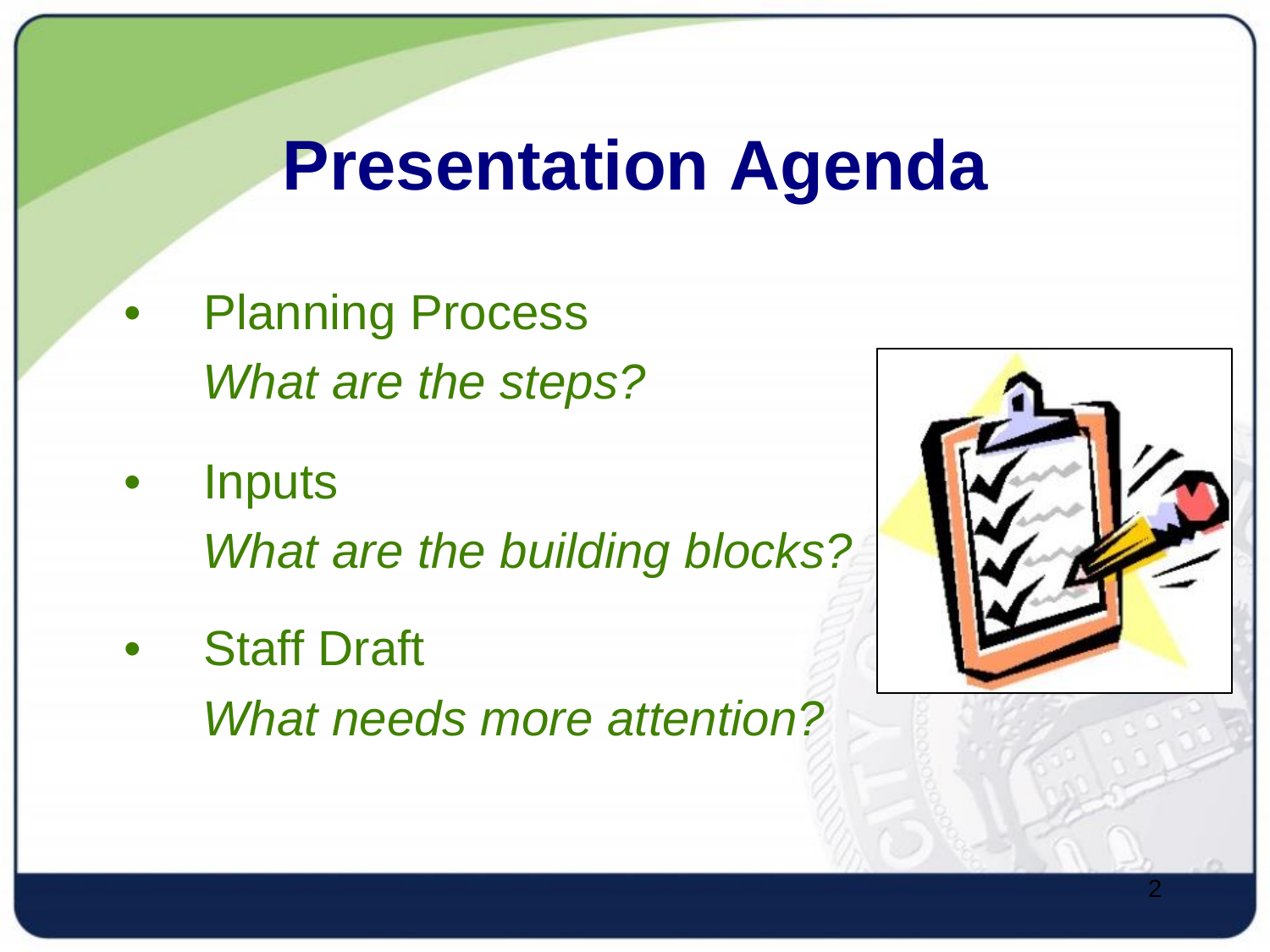# Presentation Agenda

- Planning Process
  *What are the steps?*
- Inputs
  *What are the building blocks?*
- Staff Draft
  *What needs more attention?*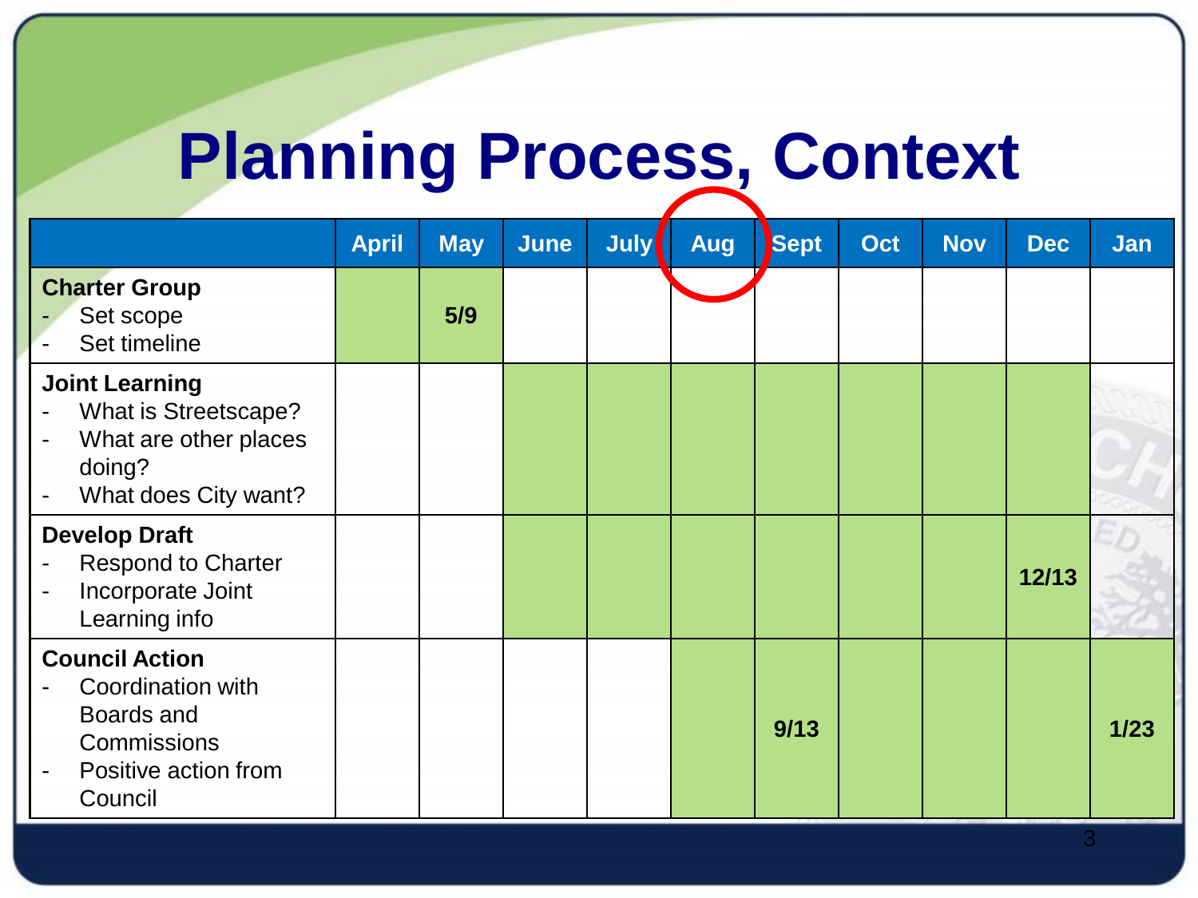# Planning Process, Context

| | April | May | June | July | Aug | Sept | Oct | Nov | Dec | Jan |
|---|---|---|---|---|---|---|---|---|---|---|
| **Charter Group**<br>- Set scope<br>- Set timeline | | 5/9 | | | | | | | | |
| **Joint Learning**<br>- What is Streetscape?<br>- What are other places doing?<br>- What does City want? | | | | | | | | | | |
| **Develop Draft**<br>- Respond to Charter<br>- Incorporate Joint Learning info | | | | | | | | | 12/13 | |
| **Council Action**<br>- Coordination with Boards and Commissions<br>- Positive action from Council | | | | | | 9/13 | | | | 1/23 |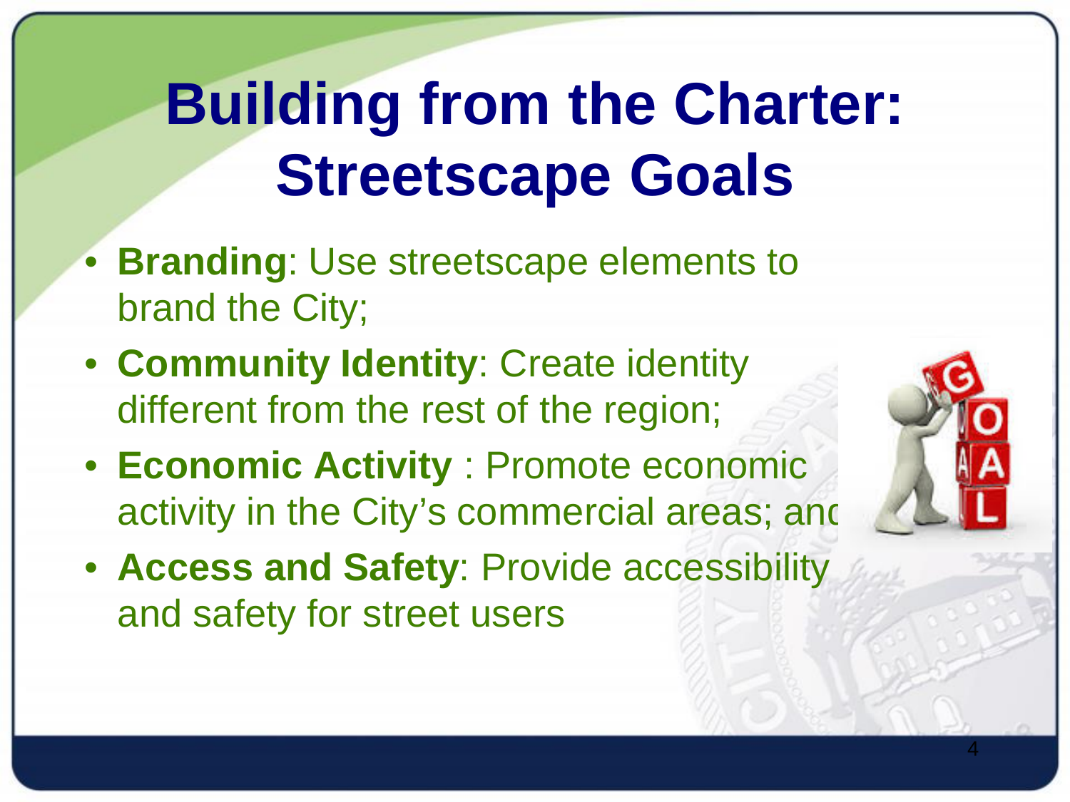# Building from the Charter: Streetscape Goals

- **Branding**: Use streetscape elements to brand the City;
- **Community Identity**: Create identity different from the rest of the region;
- **Economic Activity** : Promote economic activity in the City's commercial areas; and
- **Access and Safety**: Provide accessibility and safety for street users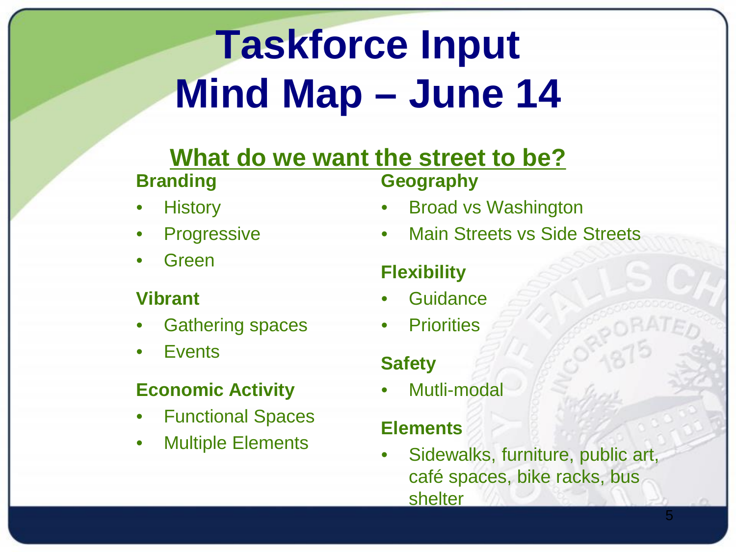# Taskforce Input Mind Map – June 14

## What do we want the street to be?

**Branding**

- History
- Progressive
- Green

**Vibrant**

- Gathering spaces
- Events

**Economic Activity**

- Functional Spaces
- Multiple Elements

**Geography**

- Broad vs Washington
- Main Streets vs Side Streets

**Flexibility**

- Guidance
- Priorities

**Safety**

- Mutli-modal

**Elements**

- Sidewalks, furniture, public art, café spaces, bike racks, bus shelter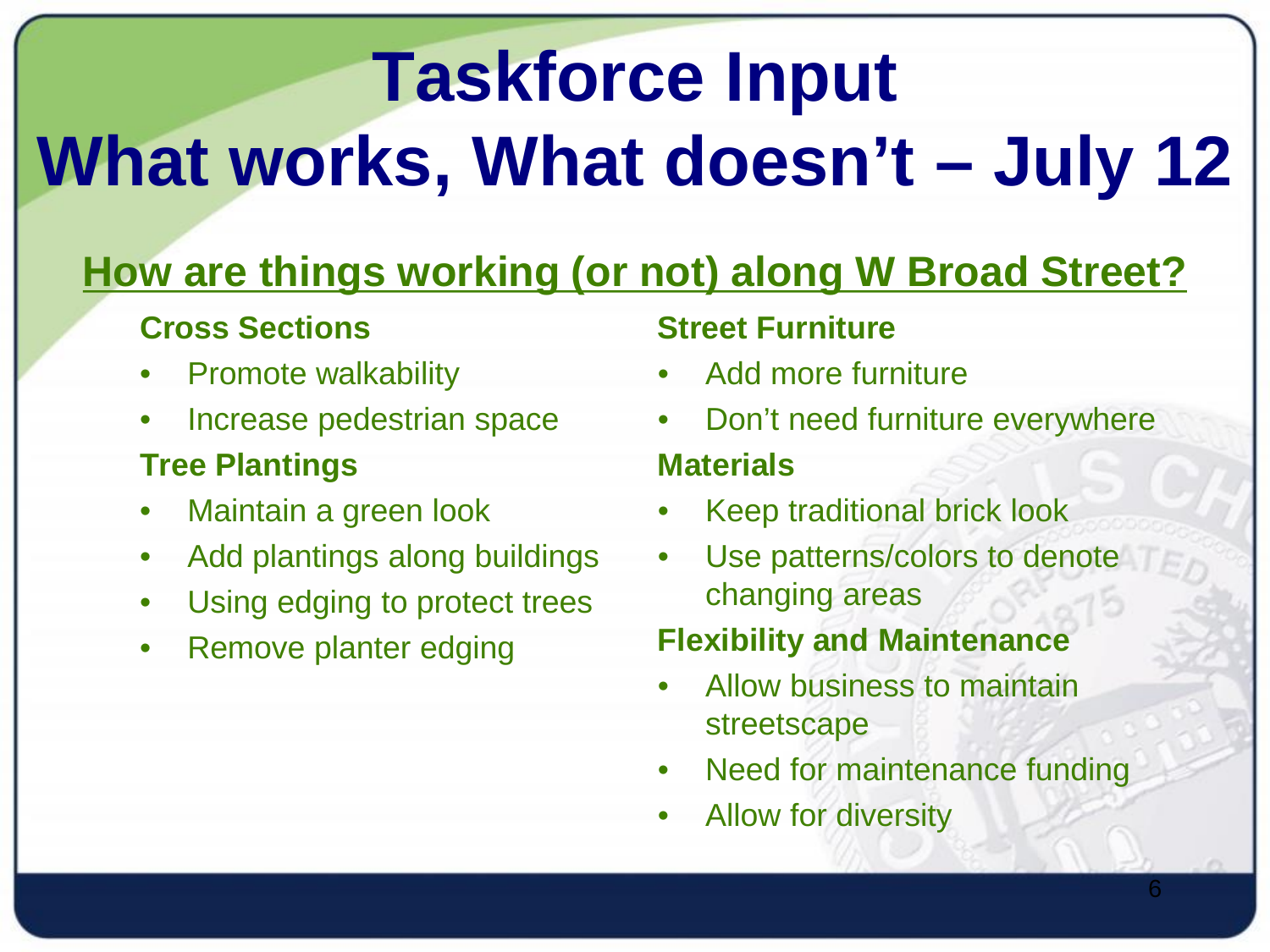# Taskforce Input
# What works, What doesn't – July 12

## How are things working (or not) along W Broad Street?

**Cross Sections**

- Promote walkability
- Increase pedestrian space

**Tree Plantings**

- Maintain a green look
- Add plantings along buildings
- Using edging to protect trees
- Remove planter edging

**Street Furniture**

- Add more furniture
- Don't need furniture everywhere

**Materials**

- Keep traditional brick look
- Use patterns/colors to denote changing areas

**Flexibility and Maintenance**

- Allow business to maintain streetscape
- Need for maintenance funding
- Allow for diversity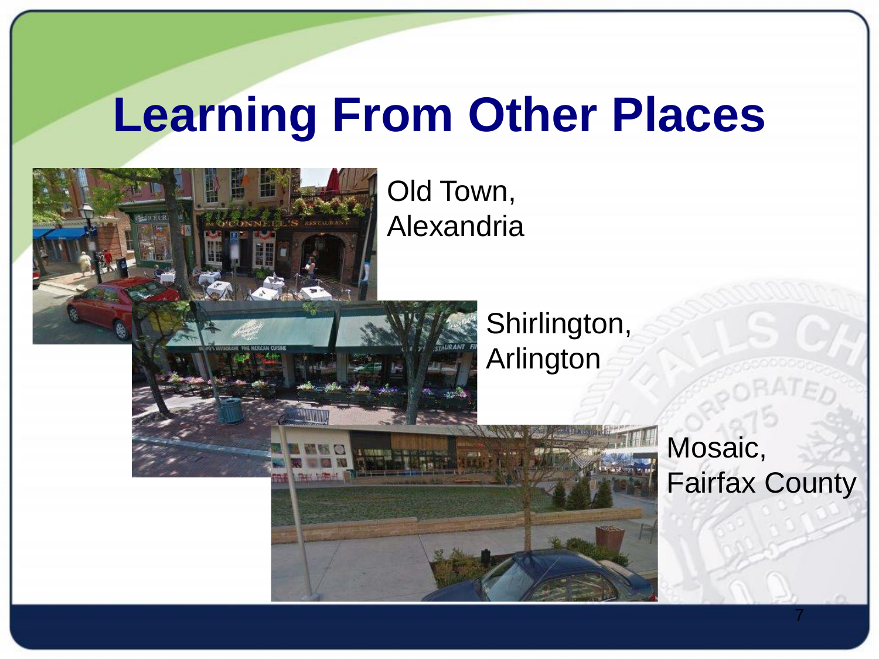# Learning From Other Places

Old Town, Alexandria

Shirlington, Arlington

Mosaic, Fairfax County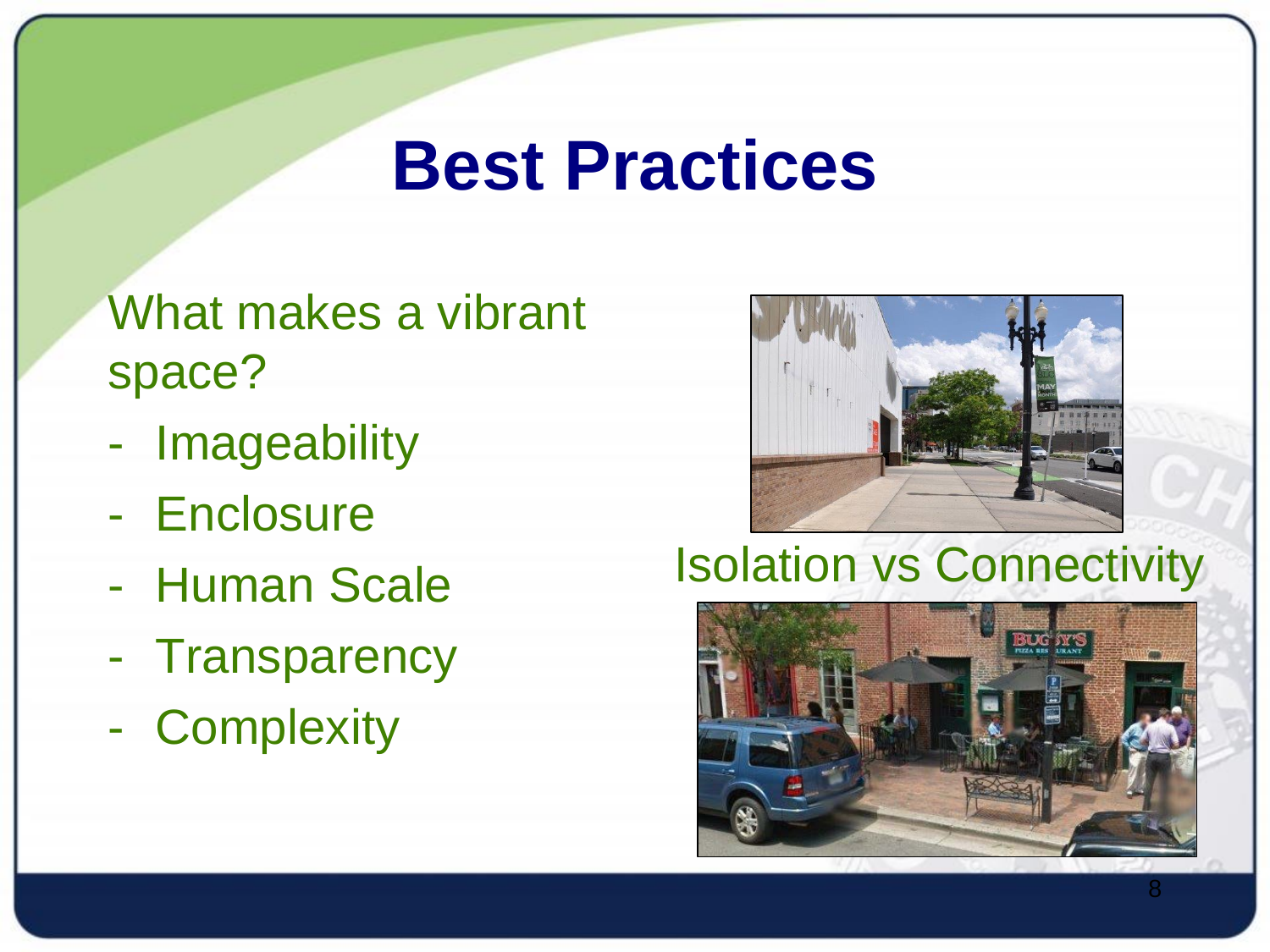# Best Practices

What makes a vibrant space?

- Imageability
- Enclosure
- Human Scale
- Transparency
- Complexity

Isolation vs Connectivity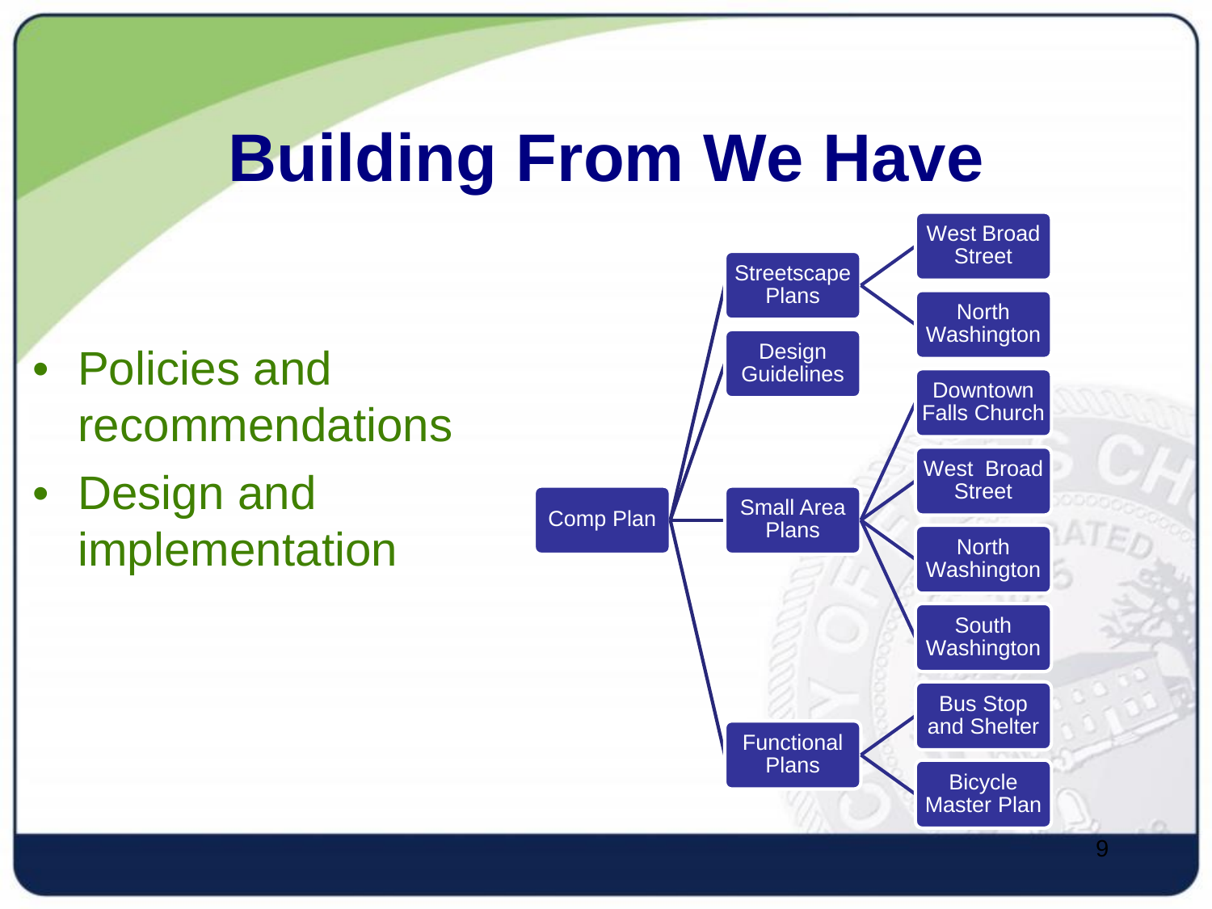# Building From We Have

- Policies and recommendations
- Design and implementation

- Comp Plan
  - Streetscape Plans
    - West Broad Street
    - North Washington
  - Design Guidelines
  - Small Area Plans
    - Downtown Falls Church
    - West Broad Street
    - North Washington
    - South Washington
  - Functional Plans
    - Bus Stop and Shelter
    - Bicycle Master Plan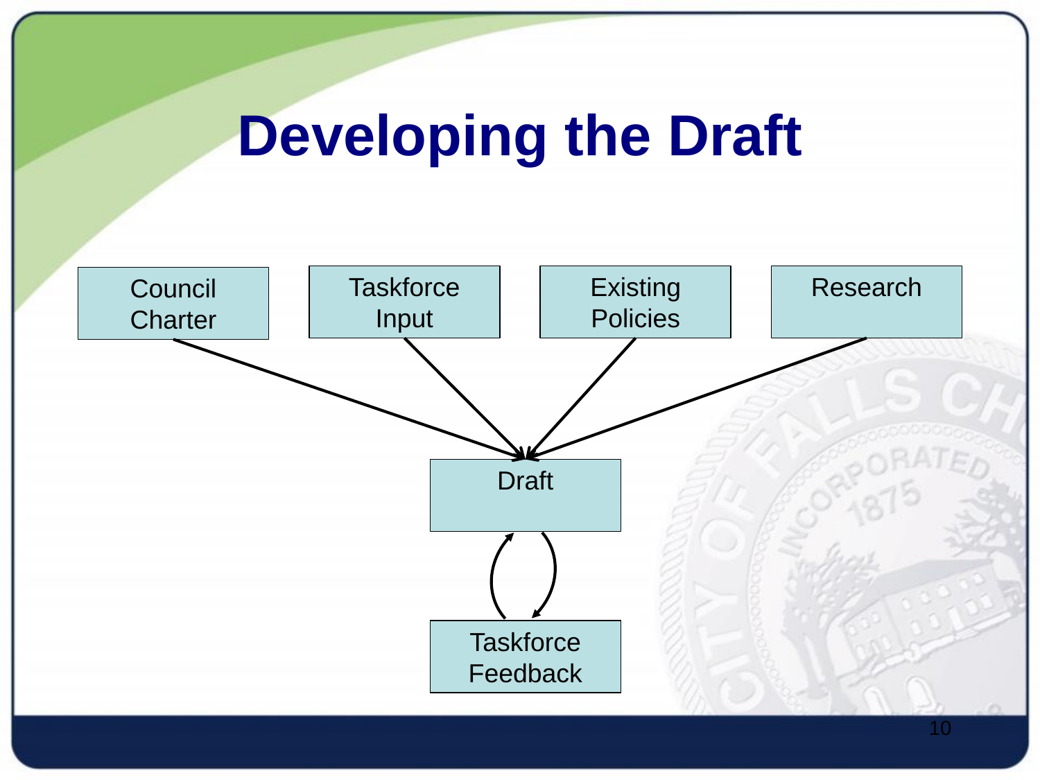# Developing the Draft

Council Charter

Taskforce Input

Existing Policies

Research

Draft

Taskforce Feedback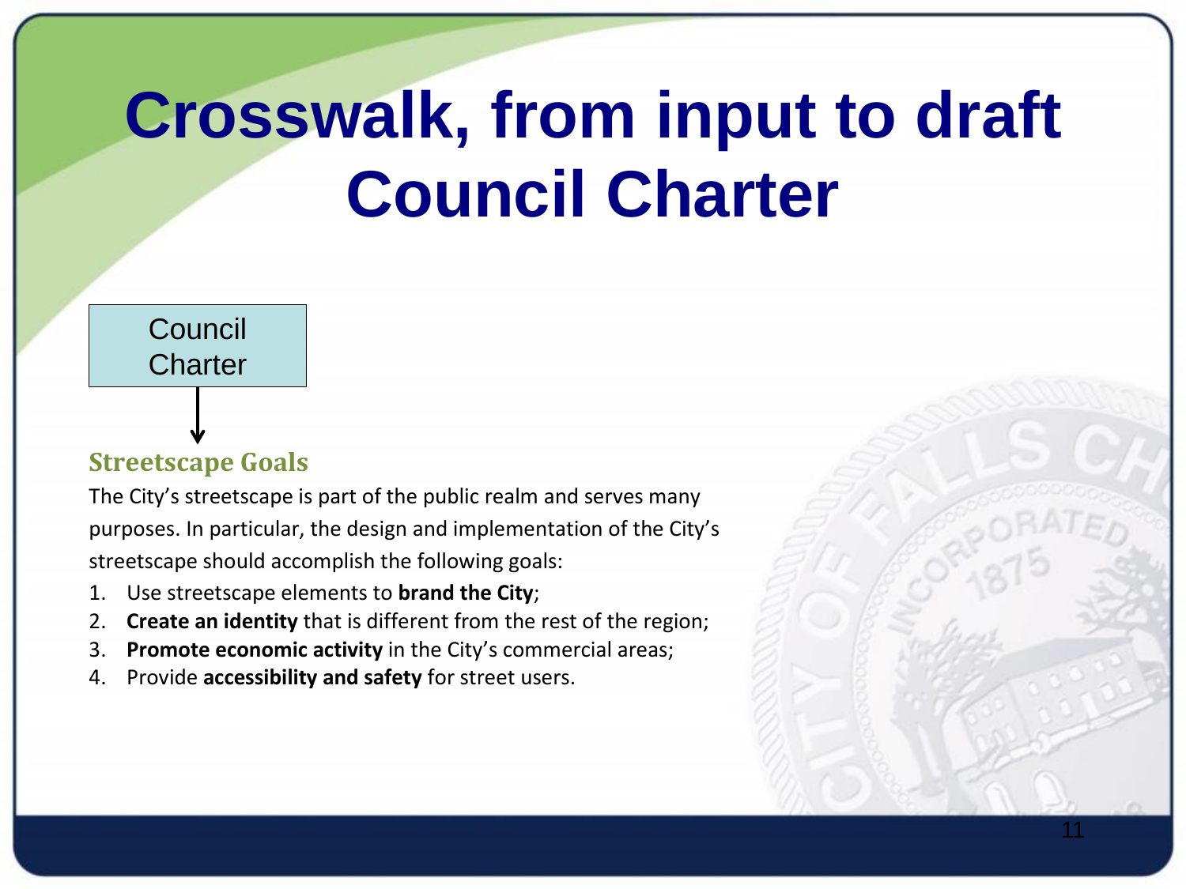# Crosswalk, from input to draft Council Charter

Council Charter

↓

### Streetscape Goals

The City's streetscape is part of the public realm and serves many purposes. In particular, the design and implementation of the City's streetscape should accomplish the following goals:

1. Use streetscape elements to **brand the City**;
2. **Create an identity** that is different from the rest of the region;
3. **Promote economic activity** in the City's commercial areas;
4. Provide **accessibility and safety** for street users.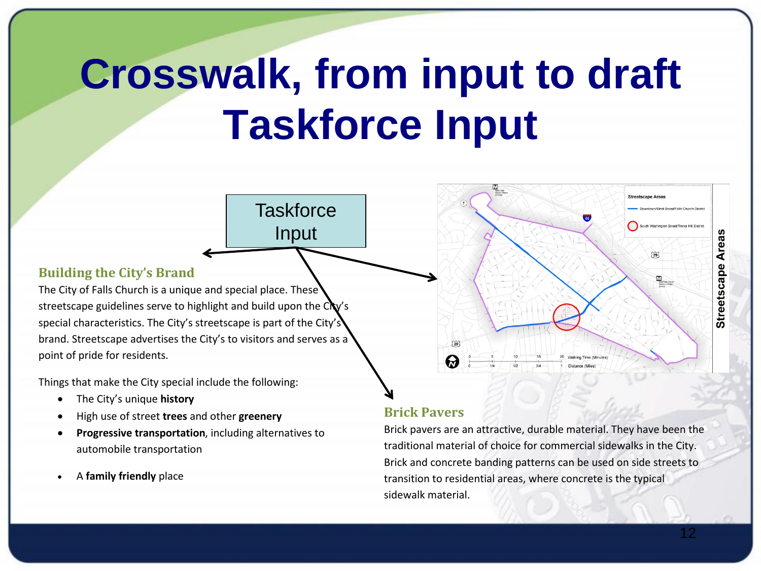# Crosswalk, from input to draft Taskforce Input

Taskforce Input

### Building the City's Brand

The City of Falls Church is a unique and special place. These streetscape guidelines serve to highlight and build upon the City's special characteristics. The City's streetscape is part of the City's brand. Streetscape advertises the City's to visitors and serves as a point of pride for residents.

Things that make the City special include the following:

- The City's unique **history**
- High use of street **trees** and other **greenery**
- **Progressive transportation**, including alternatives to automobile transportation
- A **family friendly** place

Streetscape Areas

- Downtown/West Broad/Falls Church District
- South Washington Street/Tinner Hill District

### Brick Pavers

Brick Pavers are an attractive, durable material. They have been the traditional material of choice for commercial sidewalks in the City. Brick and concrete banding patterns can be used on side streets to transition to residential areas, where concrete is the typical sidewalk material.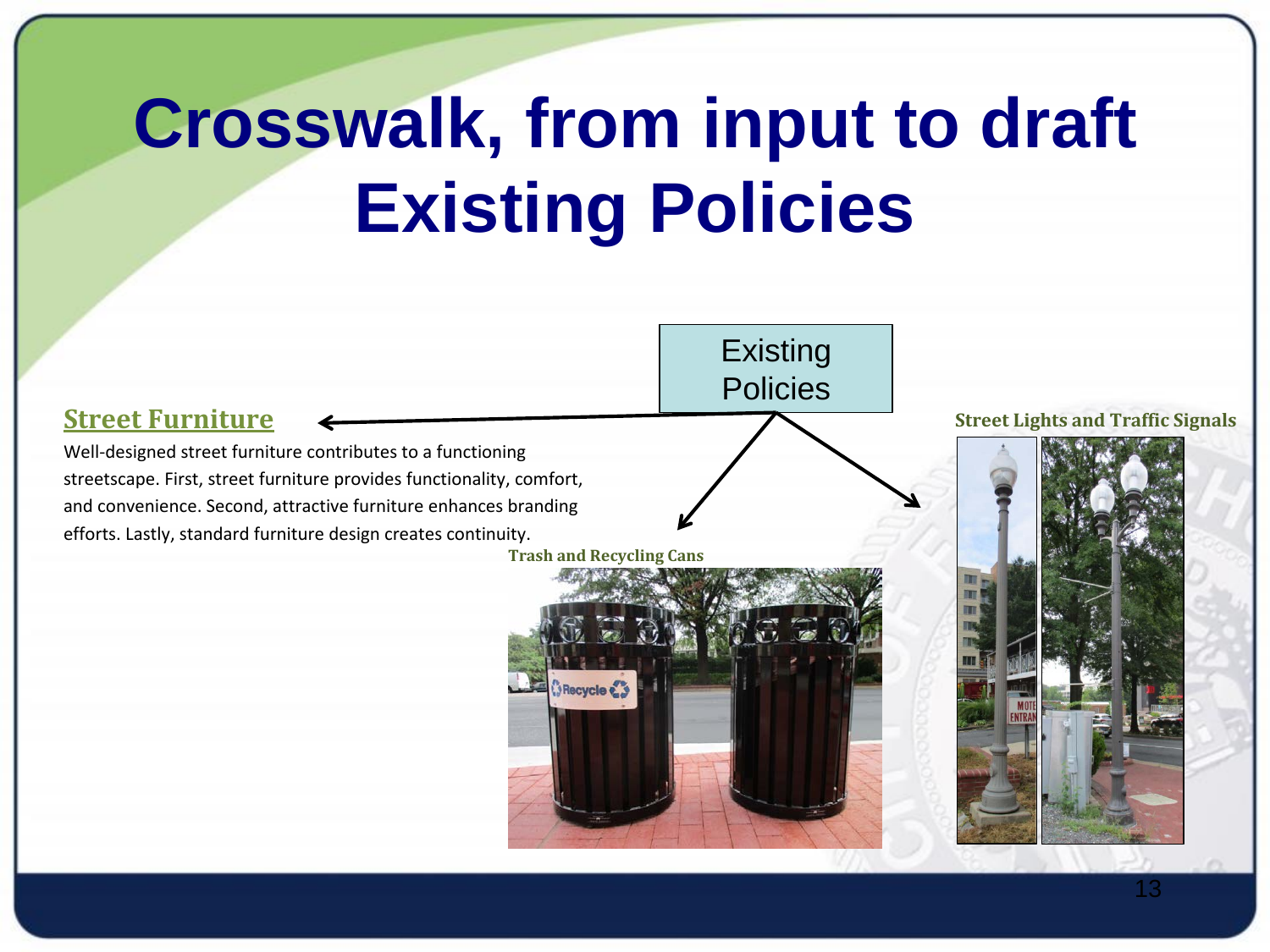# Crosswalk, from input to draft Existing Policies

Existing Policies

## Street Furniture

Well-designed street furniture contributes to a functioning streetscape. First, street furniture provides functionality, comfort, and convenience. Second, attractive furniture enhances branding efforts. Lastly, standard furniture design creates continuity.

**Trash and Recycling Cans**

**Street Lights and Traffic Signals**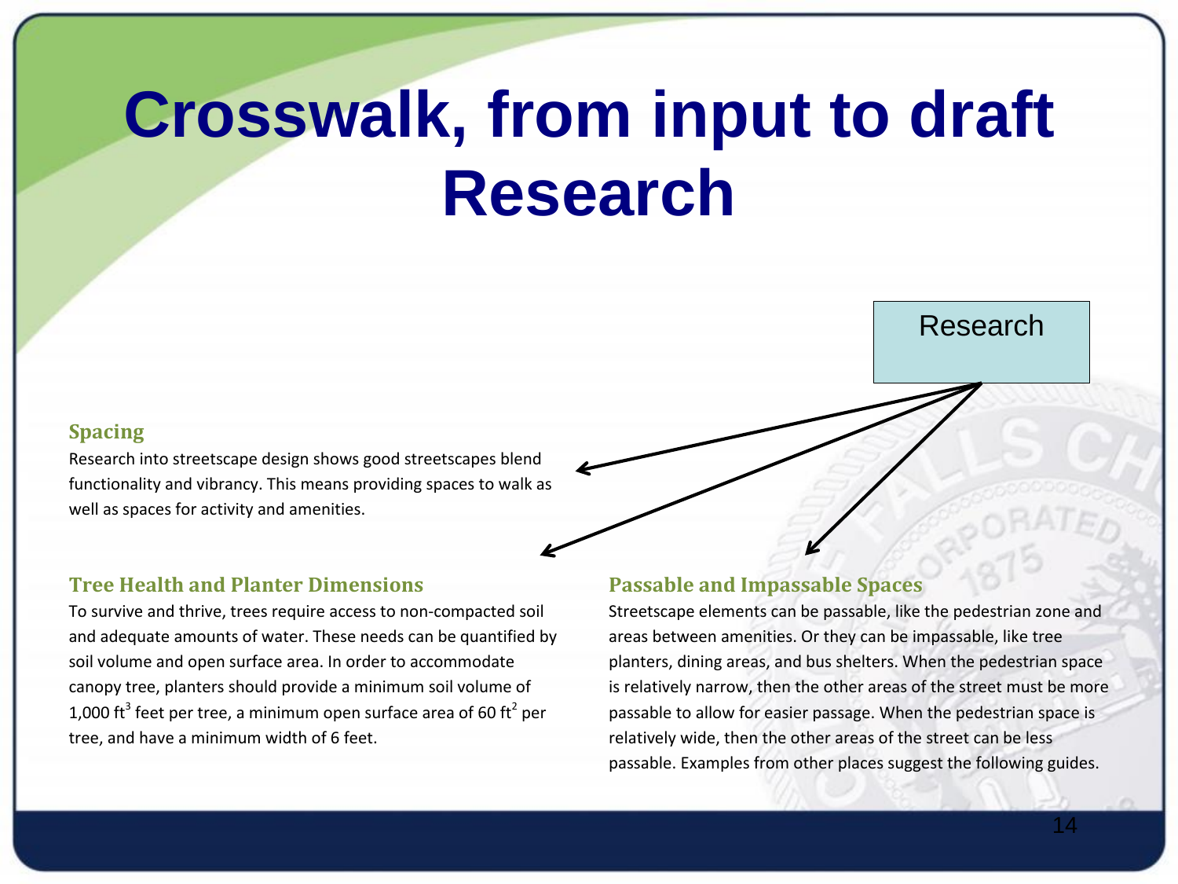# Crosswalk, from input to draft Research

Research

### Spacing

Research into streetscape design shows good streetscapes blend functionality and vibrancy. This means providing spaces to walk as well as spaces for activity and amenities.

### Tree Health and Planter Dimensions

To survive and thrive, trees require access to non-compacted soil and adequate amounts of water. These needs can be quantified by soil volume and open surface area. In order to accommodate canopy tree, planters should provide a minimum soil volume of 1,000 $ft^3$ feet per tree, a minimum open surface area of 60 $ft^2$ per tree, and have a minimum width of 6 feet.

### Passable and Impassable Spaces

Streetscape elements can be passable, like the pedestrian zone and areas between amenities. Or they can be impassable, like tree planters, dining areas, and bus shelters. When the pedestrian space is relatively narrow, then the other areas of the street must be more passable to allow for easier passage. When the pedestrian space is relatively wide, then the other areas of the street can be less passable. Examples from other places suggest the following guides.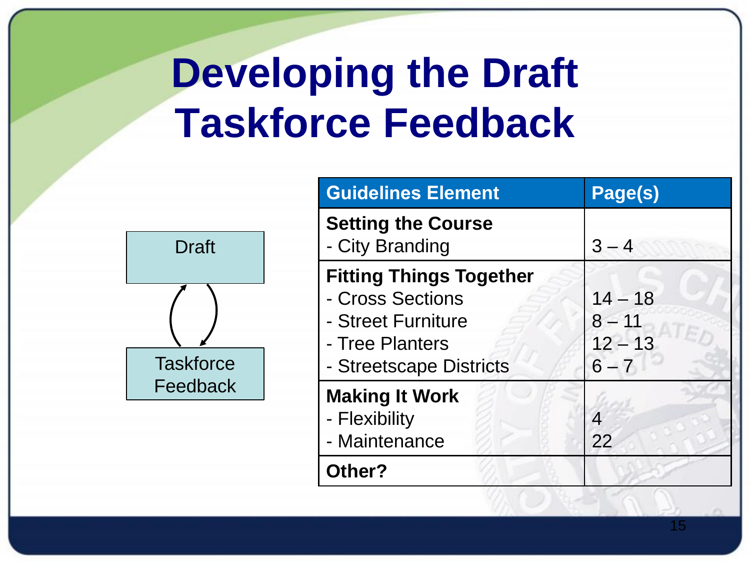# Developing the Draft Taskforce Feedback

Draft

Taskforce Feedback

| Guidelines Element | Page(s) |
| --- | --- |
| **Setting the Course**<br>- City Branding | <br>3 – 4 |
| **Fitting Things Together**<br>- Cross Sections<br>- Street Furniture<br>- Tree Planters<br>- Streetscape Districts | <br>14 – 18<br>8 – 11<br>12 – 13<br>6 – 7 |
| **Making It Work**<br>- Flexibility<br>- Maintenance | <br>4<br>22 |
| **Other?** | |